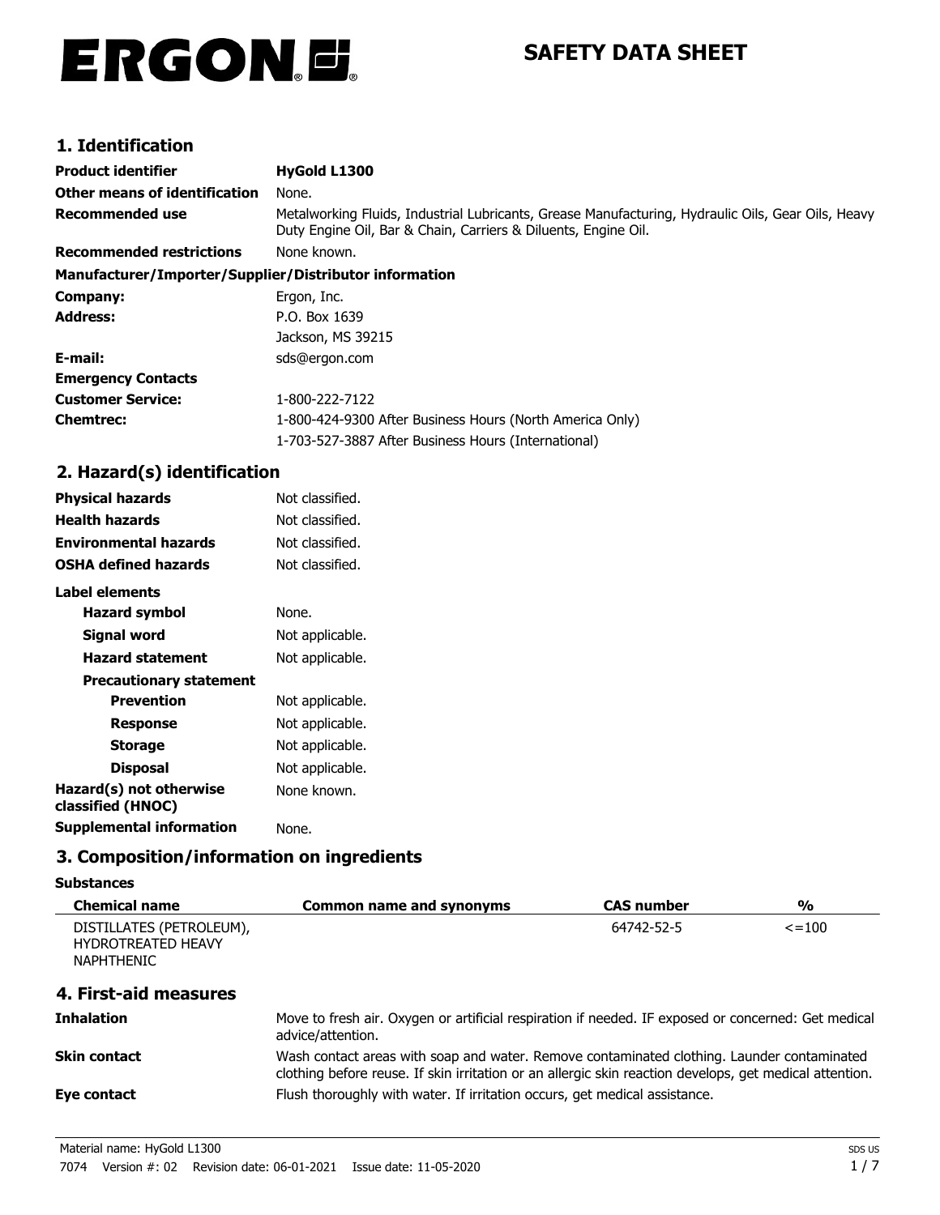ERGON

# SAFETY DATA SHEET

## 1. Identification

| | |
|---|---|
| **Product identifier** | **HyGold L1300** |
| **Other means of identification** | None. |
| **Recommended use** | Metalworking Fluids, Industrial Lubricants, Grease Manufacturing, Hydraulic Oils, Gear Oils, Heavy Duty Engine Oil, Bar & Chain, Carriers & Diluents, Engine Oil. |
| **Recommended restrictions** | None known. |

**Manufacturer/Importer/Supplier/Distributor information**

| | |
|---|---|
| **Company:** | Ergon, Inc. |
| **Address:** | P.O. Box 1639<br>Jackson, MS 39215 |
| **E-mail:** | sds@ergon.com |
| **Emergency Contacts** | |
| **Customer Service:** | 1-800-222-7122 |
| **Chemtrec:** | 1-800-424-9300 After Business Hours (North America Only)<br>1-703-527-3887 After Business Hours (International) |

## 2. Hazard(s) identification

| | |
|---|---|
| **Physical hazards** | Not classified. |
| **Health hazards** | Not classified. |
| **Environmental hazards** | Not classified. |
| **OSHA defined hazards** | Not classified. |

**Label elements**

| | |
|---|---|
| **Hazard symbol** | None. |
| **Signal word** | Not applicable. |
| **Hazard statement** | Not applicable. |
| **Precautionary statement** | |
| **Prevention** | Not applicable. |
| **Response** | Not applicable. |
| **Storage** | Not applicable. |
| **Disposal** | Not applicable. |
| **Hazard(s) not otherwise classified (HNOC)** | None known. |
| **Supplemental information** | None. |

## 3. Composition/information on ingredients

**Substances**

| Chemical name | Common name and synonyms | CAS number | % |
|---|---|---|---|
| DISTILLATES (PETROLEUM), HYDROTREATED HEAVY NAPHTHENIC | | 64742-52-5 | <=100 |

## 4. First-aid measures

| | |
|---|---|
| **Inhalation** | Move to fresh air. Oxygen or artificial respiration if needed. IF exposed or concerned: Get medical advice/attention. |
| **Skin contact** | Wash contact areas with soap and water. Remove contaminated clothing. Launder contaminated clothing before reuse. If skin irritation or an allergic skin reaction develops, get medical attention. |
| **Eye contact** | Flush thoroughly with water. If irritation occurs, get medical assistance. |

Material name: HyGold L1300

7074 Version #: 02 Revision date: 06-01-2021 Issue date: 11-05-2020

SDS US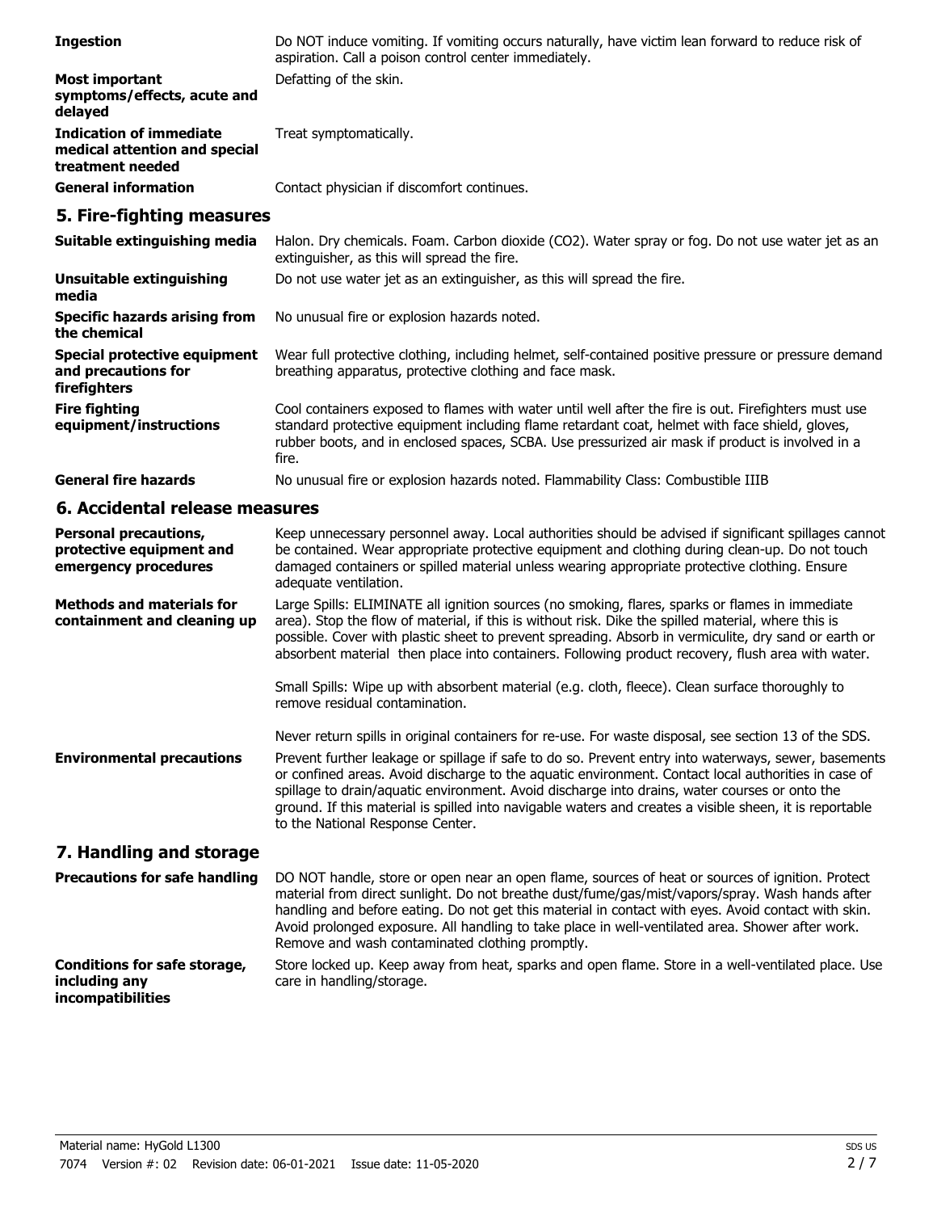**Ingestion** Do NOT induce vomiting. If vomiting occurs naturally, have victim lean forward to reduce risk of aspiration. Call a poison control center immediately.

**Most important symptoms/effects, acute and delayed** Defatting of the skin.

**Indication of immediate medical attention and special treatment needed** Treat symptomatically.

**General information** Contact physician if discomfort continues.

## 5. Fire-fighting measures

**Suitable extinguishing media** Halon. Dry chemicals. Foam. Carbon dioxide ($CO_2$). Water spray or fog. Do not use water jet as an extinguisher, as this will spread the fire.

**Unsuitable extinguishing media** Do not use water jet as an extinguisher, as this will spread the fire.

**Specific hazards arising from the chemical** No unusual fire or explosion hazards noted.

**Special protective equipment and precautions for firefighters** Wear full protective clothing, including helmet, self-contained positive pressure or pressure demand breathing apparatus, protective clothing and face mask.

**Fire fighting equipment/instructions** Cool containers exposed to flames with water until well after the fire is out. Firefighters must use standard protective equipment including flame retardant coat, helmet with face shield, gloves, rubber boots, and in enclosed spaces, SCBA. Use pressurized air mask if product is involved in a fire.

**General fire hazards** No unusual fire or explosion hazards noted. Flammability Class: Combustible IIIB

## 6. Accidental release measures

**Personal precautions, protective equipment and emergency procedures** Keep unnecessary personnel away. Local authorities should be advised if significant spillages cannot be contained. Wear appropriate protective equipment and clothing during clean-up. Do not touch damaged containers or spilled material unless wearing appropriate protective clothing. Ensure adequate ventilation.

**Methods and materials for containment and cleaning up** Large Spills: ELIMINATE all ignition sources (no smoking, flares, sparks or flames in immediate area). Stop the flow of material, if this is without risk. Dike the spilled material, where this is possible. Cover with plastic sheet to prevent spreading. Absorb in vermiculite, dry sand or earth or absorbent material then place into containers. Following product recovery, flush area with water.

Small Spills: Wipe up with absorbent material (e.g. cloth, fleece). Clean surface thoroughly to remove residual contamination.

Never return spills in original containers for re-use. For waste disposal, see section 13 of the SDS.

**Environmental precautions** Prevent further leakage or spillage if safe to do so. Prevent entry into waterways, sewer, basements or confined areas. Avoid discharge to the aquatic environment. Contact local authorities in case of spillage to drain/aquatic environment. Avoid discharge into drains, water courses or onto the ground. If this material is spilled into navigable waters and creates a visible sheen, it is reportable to the National Response Center.

## 7. Handling and storage

**Precautions for safe handling** DO NOT handle, store or open near an open flame, sources of heat or sources of ignition. Protect material from direct sunlight. Do not breathe dust/fume/gas/mist/vapors/spray. Wash hands after handling and before eating. Do not get this material in contact with eyes. Avoid contact with skin. Avoid prolonged exposure. All handling to take place in well-ventilated area. Shower after work. Remove and wash contaminated clothing promptly.

**Conditions for safe storage, including any incompatibilities** Store locked up. Keep away from heat, sparks and open flame. Store in a well-ventilated place. Use care in handling/storage.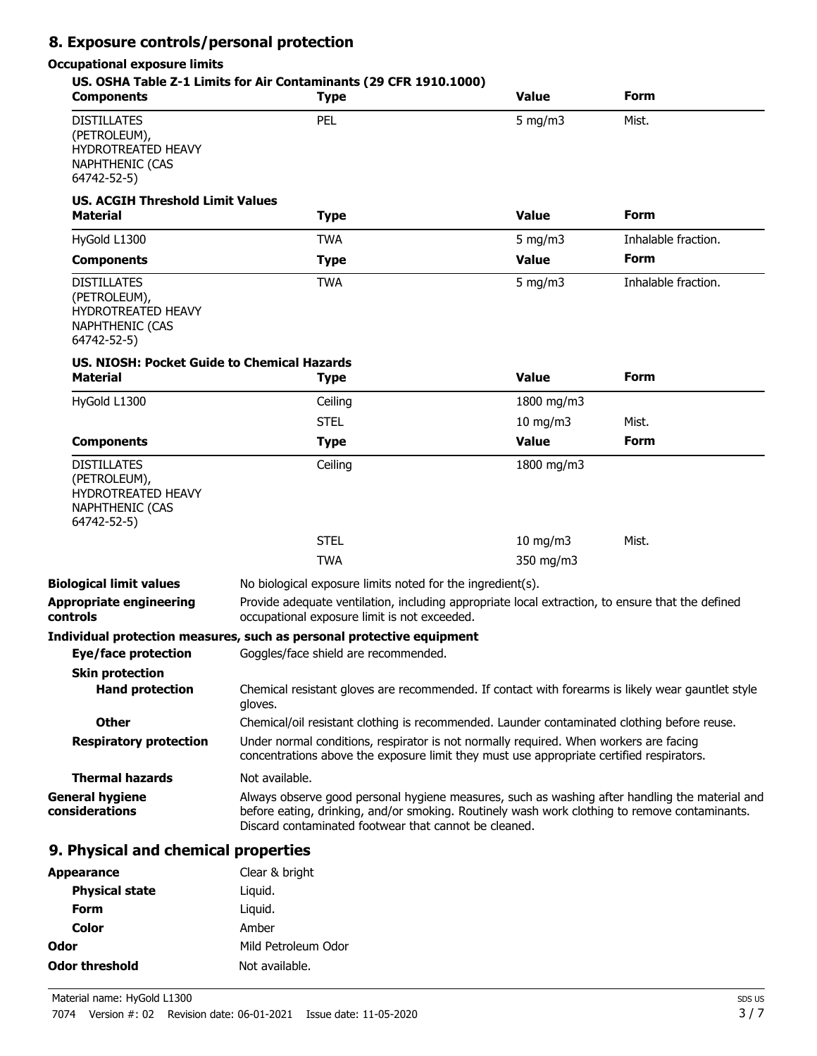## 8. Exposure controls/personal protection

**Occupational exposure limits**

**US. OSHA Table Z-1 Limits for Air Contaminants (29 CFR 1910.1000)**

| Components | Type | Value | Form |
|---|---|---|---|
| DISTILLATES (PETROLEUM), HYDROTREATED HEAVY NAPHTHENIC (CAS 64742-52-5) | PEL | 5 mg/m3 | Mist. |

**US. ACGIH Threshold Limit Values**

| Material | Type | Value | Form |
|---|---|---|---|
| HyGold L1300 | TWA | 5 mg/m3 | Inhalable fraction. |
| **Components** | **Type** | **Value** | **Form** |
| DISTILLATES (PETROLEUM), HYDROTREATED HEAVY NAPHTHENIC (CAS 64742-52-5) | TWA | 5 mg/m3 | Inhalable fraction. |

**US. NIOSH: Pocket Guide to Chemical Hazards**

| Material | Type | Value | Form |
|---|---|---|---|
| HyGold L1300 | Ceiling | 1800 mg/m3 | |
| | STEL | 10 mg/m3 | Mist. |
| **Components** | **Type** | **Value** | **Form** |
| DISTILLATES (PETROLEUM), HYDROTREATED HEAVY NAPHTHENIC (CAS 64742-52-5) | Ceiling | 1800 mg/m3 | |
| | STEL | 10 mg/m3 | Mist. |
| | TWA | 350 mg/m3 | |

**Biological limit values**
No biological exposure limits noted for the ingredient(s).

**Appropriate engineering controls**
Provide adequate ventilation, including appropriate local extraction, to ensure that the defined occupational exposure limit is not exceeded.

**Individual protection measures, such as personal protective equipment**

**Eye/face protection**
Goggles/face shield are recommended.

**Skin protection**

**Hand protection**
Chemical resistant gloves are recommended. If contact with forearms is likely wear gauntlet style gloves.

**Other**
Chemical/oil resistant clothing is recommended. Launder contaminated clothing before reuse.

**Respiratory protection**
Under normal conditions, respirator is not normally required. When workers are facing concentrations above the exposure limit they must use appropriate certified respirators.

**Thermal hazards**
Not available.

**General hygiene considerations**
Always observe good personal hygiene measures, such as washing after handling the material and before eating, drinking, and/or smoking. Routinely wash work clothing to remove contaminants. Discard contaminated footwear that cannot be cleaned.

## 9. Physical and chemical properties

**Appearance** Clear & bright

**Physical state** Liquid.

**Form** Liquid.

**Color** Amber

**Odor** Mild Petroleum Odor

**Odor threshold** Not available.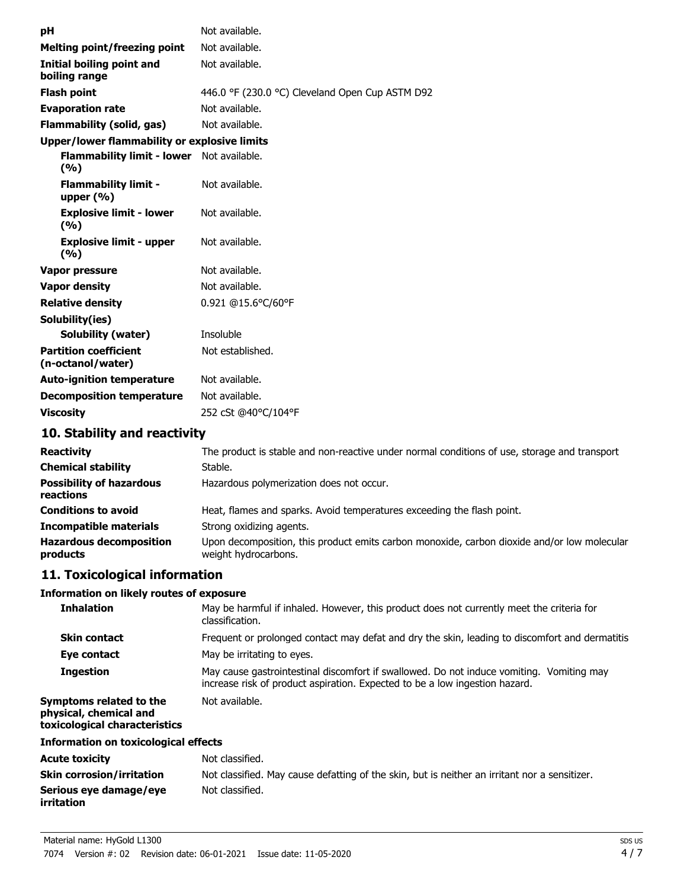| | |
|---|---|
| **pH** | Not available. |
| **Melting point/freezing point** | Not available. |
| **Initial boiling point and boiling range** | Not available. |
| **Flash point** | 446.0 °F (230.0 °C) Cleveland Open Cup ASTM D92 |
| **Evaporation rate** | Not available. |
| **Flammability (solid, gas)** | Not available. |
| **Upper/lower flammability or explosive limits** | |
| **Flammability limit - lower (%)** | Not available. |
| **Flammability limit - upper (%)** | Not available. |
| **Explosive limit - lower (%)** | Not available. |
| **Explosive limit - upper (%)** | Not available. |
| **Vapor pressure** | Not available. |
| **Vapor density** | Not available. |
| **Relative density** | 0.921 @15.6°C/60°F |
| **Solubility(ies)** | |
| **Solubility (water)** | Insoluble |
| **Partition coefficient (n-octanol/water)** | Not established. |
| **Auto-ignition temperature** | Not available. |
| **Decomposition temperature** | Not available. |
| **Viscosity** | 252 cSt @40°C/104°F |

## 10. Stability and reactivity

| | |
|---|---|
| **Reactivity** | The product is stable and non-reactive under normal conditions of use, storage and transport |
| **Chemical stability** | Stable. |
| **Possibility of hazardous reactions** | Hazardous polymerization does not occur. |
| **Conditions to avoid** | Heat, flames and sparks. Avoid temperatures exceeding the flash point. |
| **Incompatible materials** | Strong oxidizing agents. |
| **Hazardous decomposition products** | Upon decomposition, this product emits carbon monoxide, carbon dioxide and/or low molecular weight hydrocarbons. |

## 11. Toxicological information

**Information on likely routes of exposure**

| | |
|---|---|
| **Inhalation** | May be harmful if inhaled. However, this product does not currently meet the criteria for classification. |
| **Skin contact** | Frequent or prolonged contact may defat and dry the skin, leading to discomfort and dermatitis |
| **Eye contact** | May be irritating to eyes. |
| **Ingestion** | May cause gastrointestinal discomfort if swallowed. Do not induce vomiting. Vomiting may increase risk of product aspiration. Expected to be a low ingestion hazard. |
| **Symptoms related to the physical, chemical and toxicological characteristics** | Not available. |

**Information on toxicological effects**

| | |
|---|---|
| **Acute toxicity** | Not classified. |
| **Skin corrosion/irritation** | Not classified. May cause defatting of the skin, but is neither an irritant nor a sensitizer. |
| **Serious eye damage/eye irritation** | Not classified. |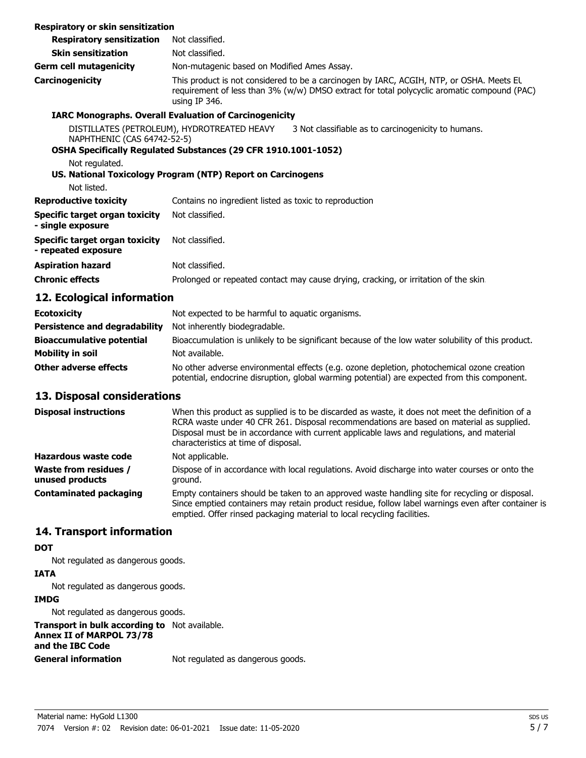**Respiratory or skin sensitization**

| | |
|---|---|
| **Respiratory sensitization** | Not classified. |
| **Skin sensitization** | Not classified. |
| **Germ cell mutagenicity** | Non-mutagenic based on Modified Ames Assay. |
| **Carcinogenicity** | This product is not considered to be a carcinogen by IARC, ACGIH, NTP, or OSHA. Meets EU requirement of less than 3% (w/w) DMSO extract for total polycyclic aromatic compound (PAC) using IP 346. |

**IARC Monographs. Overall Evaluation of Carcinogenicity**

| | |
|---|---|
| DISTILLATES (PETROLEUM), HYDROTREATED HEAVY NAPHTHENIC (CAS 64742-52-5) | 3 Not classifiable as to carcinogenicity to humans. |

**OSHA Specifically Regulated Substances (29 CFR 1910.1001-1052)**

Not regulated.

**US. National Toxicology Program (NTP) Report on Carcinogens**

Not listed.

| | |
|---|---|
| **Reproductive toxicity** | Contains no ingredient listed as toxic to reproduction |
| **Specific target organ toxicity - single exposure** | Not classified. |
| **Specific target organ toxicity - repeated exposure** | Not classified. |
| **Aspiration hazard** | Not classified. |
| **Chronic effects** | Prolonged or repeated contact may cause drying, cracking, or irritation of the skin. |

## 12. Ecological information

| | |
|---|---|
| **Ecotoxicity** | Not expected to be harmful to aquatic organisms. |
| **Persistence and degradability** | Not inherently biodegradable. |
| **Bioaccumulative potential** | Bioaccumulation is unlikely to be significant because of the low water solubility of this product. |
| **Mobility in soil** | Not available. |
| **Other adverse effects** | No other adverse environmental effects (e.g. ozone depletion, photochemical ozone creation potential, endocrine disruption, global warming potential) are expected from this component. |

## 13. Disposal considerations

| | |
|---|---|
| **Disposal instructions** | When this product as supplied is to be discarded as waste, it does not meet the definition of a RCRA waste under 40 CFR 261. Disposal recommendations are based on material as supplied. Disposal must be in accordance with current applicable laws and regulations, and material characteristics at time of disposal. |
| **Hazardous waste code** | Not applicable. |
| **Waste from residues / unused products** | Dispose of in accordance with local regulations. Avoid discharge into water courses or onto the ground. |
| **Contaminated packaging** | Empty containers should be taken to an approved waste handling site for recycling or disposal. Since emptied containers may retain product residue, follow label warnings even after container is emptied. Offer rinsed packaging material to local recycling facilities. |

## 14. Transport information

**DOT**

Not regulated as dangerous goods.

**IATA**

Not regulated as dangerous goods.

**IMDG**

Not regulated as dangerous goods.

| | |
|---|---|
| **Transport in bulk according to Annex II of MARPOL 73/78 and the IBC Code** | Not available. |
| **General information** | Not regulated as dangerous goods. |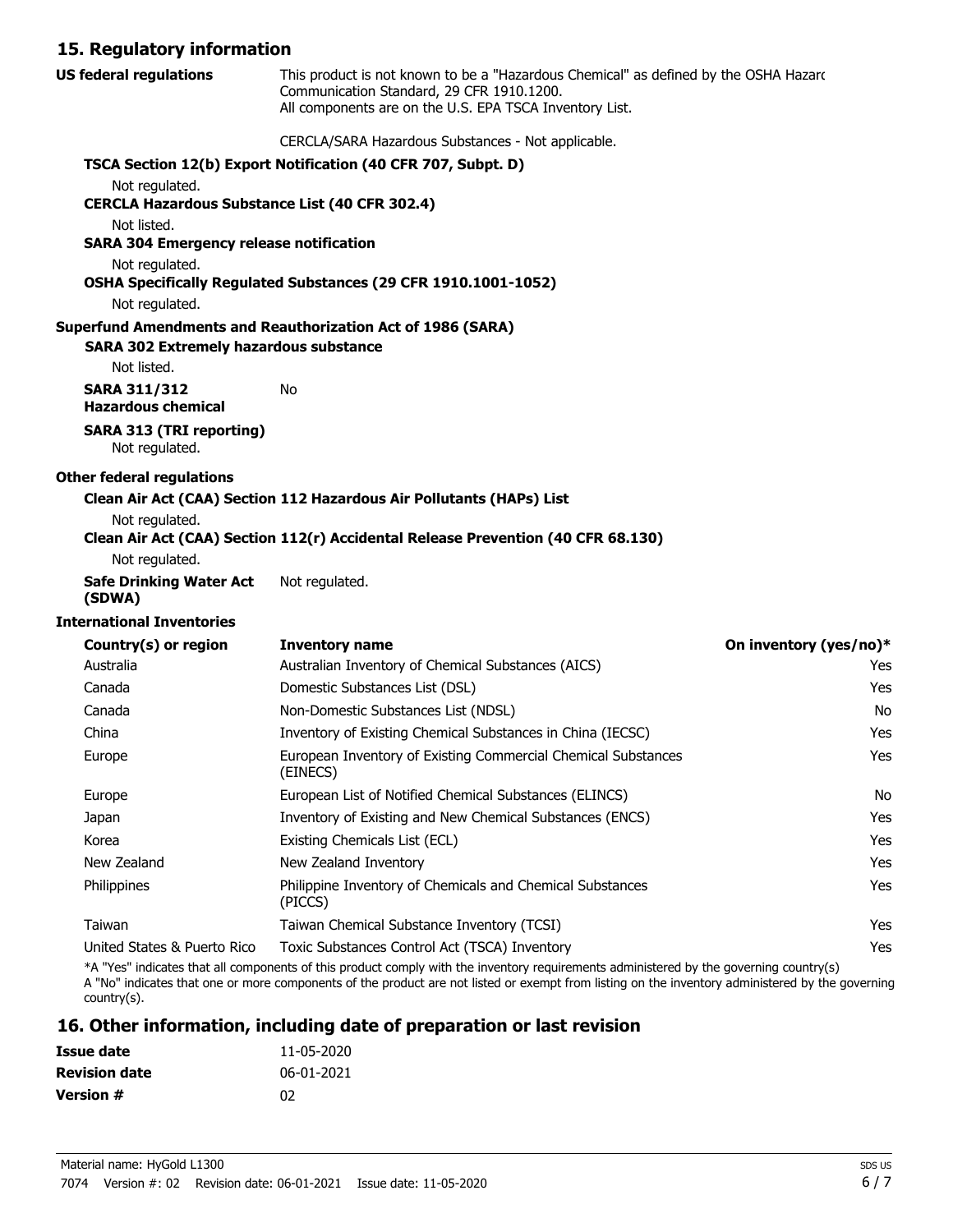## 15. Regulatory information

**US federal regulations**

This product is not known to be a "Hazardous Chemical" as defined by the OSHA Hazard Communication Standard, 29 CFR 1910.1200.
All components are on the U.S. EPA TSCA Inventory List.

CERCLA/SARA Hazardous Substances - Not applicable.

**TSCA Section 12(b) Export Notification (40 CFR 707, Subpt. D)**

Not regulated.

**CERCLA Hazardous Substance List (40 CFR 302.4)**

Not listed.

**SARA 304 Emergency release notification**

Not regulated.

**OSHA Specifically Regulated Substances (29 CFR 1910.1001-1052)**

Not regulated.

**Superfund Amendments and Reauthorization Act of 1986 (SARA)**

**SARA 302 Extremely hazardous substance**

Not listed.

**SARA 311/312 Hazardous chemical** No

**SARA 313 (TRI reporting)**

Not regulated.

**Other federal regulations**

**Clean Air Act (CAA) Section 112 Hazardous Air Pollutants (HAPs) List**

Not regulated.

**Clean Air Act (CAA) Section 112(r) Accidental Release Prevention (40 CFR 68.130)**

Not regulated.

**Safe Drinking Water Act (SDWA)** Not regulated.

**International Inventories**

| Country(s) or region | Inventory name | On inventory (yes/no)* |
|---|---|---|
| Australia | Australian Inventory of Chemical Substances (AICS) | Yes |
| Canada | Domestic Substances List (DSL) | Yes |
| Canada | Non-Domestic Substances List (NDSL) | No |
| China | Inventory of Existing Chemical Substances in China (IECSC) | Yes |
| Europe | European Inventory of Existing Commercial Chemical Substances (EINECS) | Yes |
| Europe | European List of Notified Chemical Substances (ELINCS) | No |
| Japan | Inventory of Existing and New Chemical Substances (ENCS) | Yes |
| Korea | Existing Chemicals List (ECL) | Yes |
| New Zealand | New Zealand Inventory | Yes |
| Philippines | Philippine Inventory of Chemicals and Chemical Substances (PICCS) | Yes |
| Taiwan | Taiwan Chemical Substance Inventory (TCSI) | Yes |
| United States & Puerto Rico | Toxic Substances Control Act (TSCA) Inventory | Yes |

*A "Yes" indicates that all components of this product comply with the inventory requirements administered by the governing country(s)
A "No" indicates that one or more components of the product are not listed or exempt from listing on the inventory administered by the governing country(s).

## 16. Other information, including date of preparation or last revision

**Issue date** 11-05-2020

**Revision date** 06-01-2021

**Version #** 02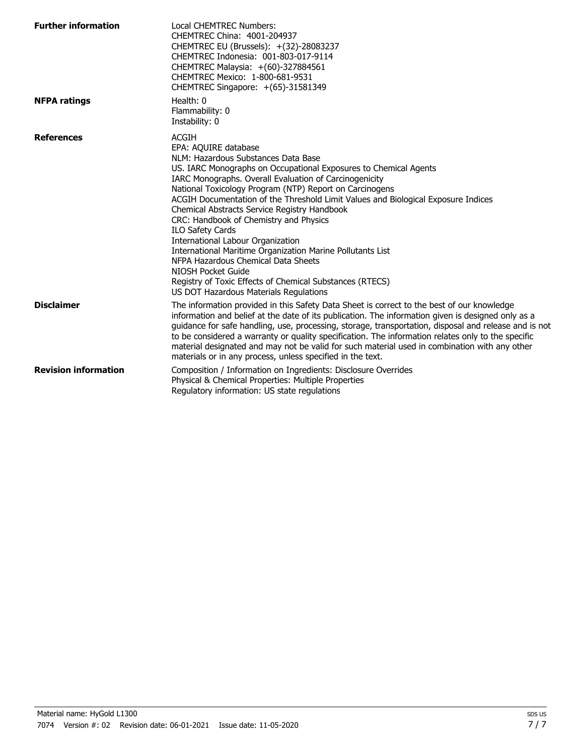**Further information**

Local CHEMTREC Numbers:
CHEMTREC China: 4001-204937
CHEMTREC EU (Brussels): +(32)-28083237
CHEMTREC Indonesia: 001-803-017-9114
CHEMTREC Malaysia: +(60)-327884561
CHEMTREC Mexico: 1-800-681-9531
CHEMTREC Singapore: +(65)-31581349

**NFPA ratings**

Health: 0
Flammability: 0
Instability: 0

**References**

ACGIH
EPA: AQUIRE database
NLM: Hazardous Substances Data Base
US. IARC Monographs on Occupational Exposures to Chemical Agents
IARC Monographs. Overall Evaluation of Carcinogenicity
National Toxicology Program (NTP) Report on Carcinogens
ACGIH Documentation of the Threshold Limit Values and Biological Exposure Indices
Chemical Abstracts Service Registry Handbook
CRC: Handbook of Chemistry and Physics
ILO Safety Cards
International Labour Organization
International Maritime Organization Marine Pollutants List
NFPA Hazardous Chemical Data Sheets
NIOSH Pocket Guide
Registry of Toxic Effects of Chemical Substances (RTECS)
US DOT Hazardous Materials Regulations

**Disclaimer**

The information provided in this Safety Data Sheet is correct to the best of our knowledge information and belief at the date of its publication. The information given is designed only as a guidance for safe handling, use, processing, storage, transportation, disposal and release and is not to be considered a warranty or quality specification. The information relates only to the specific material designated and may not be valid for such material used in combination with any other materials or in any process, unless specified in the text.

**Revision information**

Composition / Information on Ingredients: Disclosure Overrides
Physical & Chemical Properties: Multiple Properties
Regulatory information: US state regulations